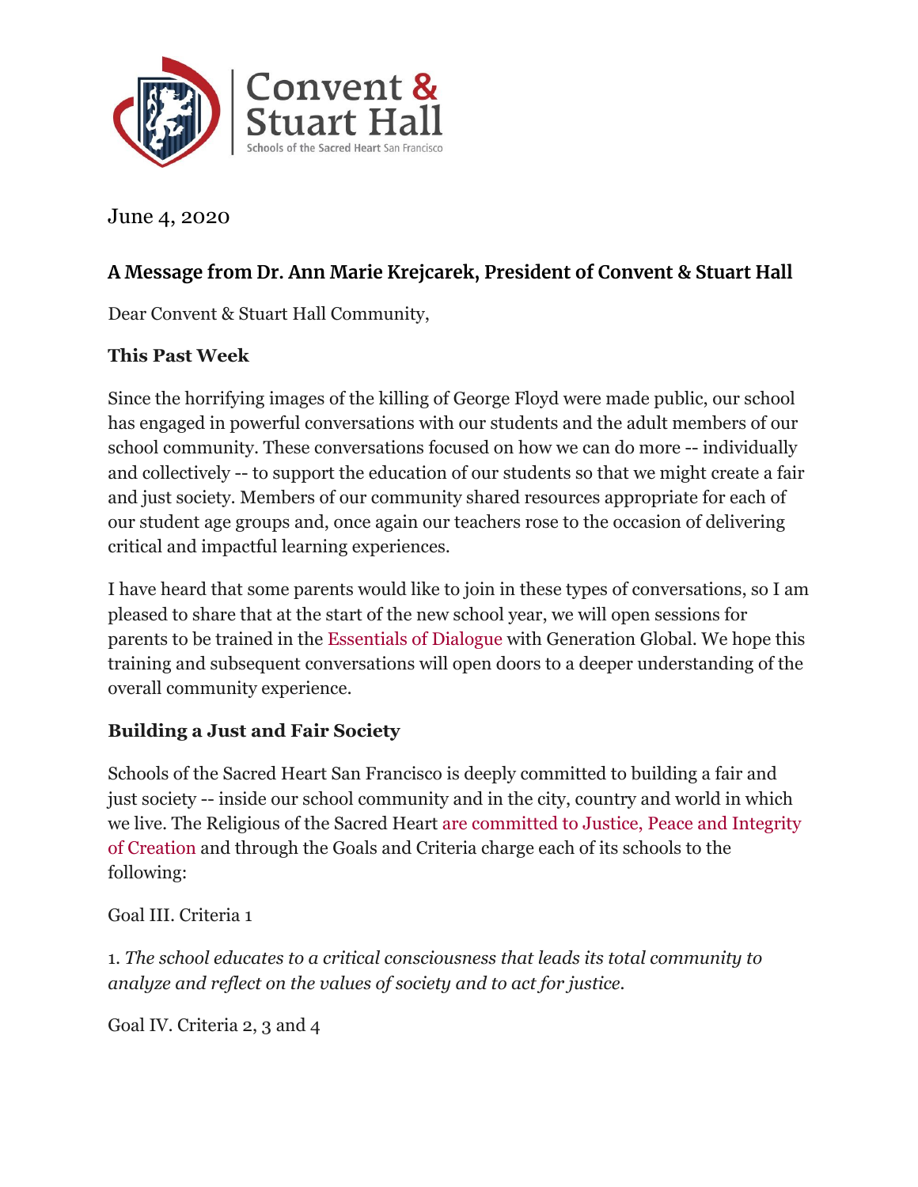Convent & Stuart Hall
Schools of the Sacred Heart San Francisco

June 4, 2020

### A Message from Dr. Ann Marie Krejcarek, President of Convent & Stuart Hall

Dear Convent & Stuart Hall Community,

**This Past Week**

Since the horrifying images of the killing of George Floyd were made public, our school has engaged in powerful conversations with our students and the adult members of our school community. These conversations focused on how we can do more -- individually and collectively -- to support the education of our students so that we might create a fair and just society. Members of our community shared resources appropriate for each of our student age groups and, once again our teachers rose to the occasion of delivering critical and impactful learning experiences.

I have heard that some parents would like to join in these types of conversations, so I am pleased to share that at the start of the new school year, we will open sessions for parents to be trained in the Essentials of Dialogue with Generation Global. We hope this training and subsequent conversations will open doors to a deeper understanding of the overall community experience.

**Building a Just and Fair Society**

Schools of the Sacred Heart San Francisco is deeply committed to building a fair and just society -- inside our school community and in the city, country and world in which we live. The Religious of the Sacred Heart are committed to Justice, Peace and Integrity of Creation and through the Goals and Criteria charge each of its schools to the following:

Goal III. Criteria 1

1. *The school educates to a critical consciousness that leads its total community to analyze and reflect on the values of society and to act for justice.*

Goal IV. Criteria 2, 3 and 4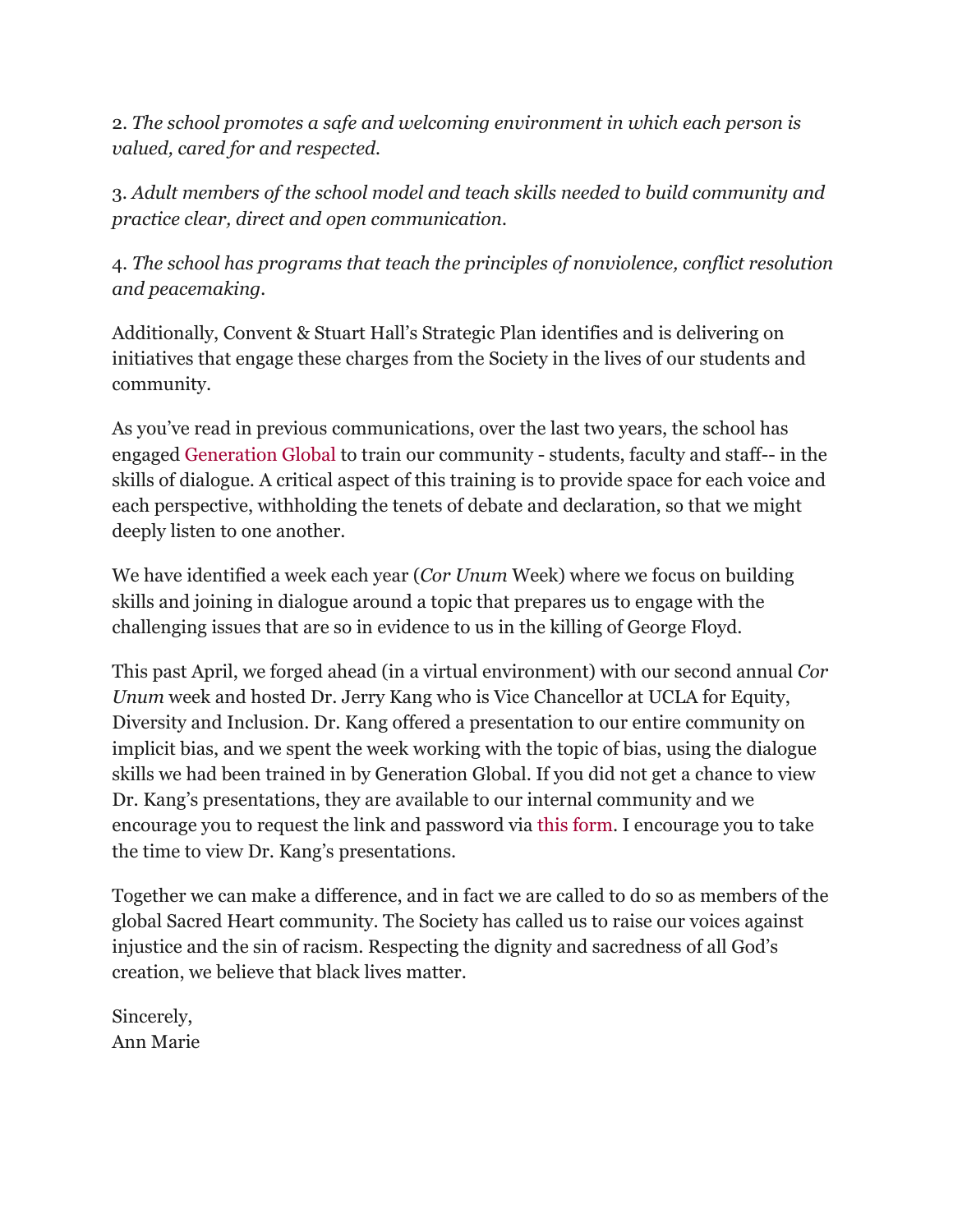2. *The school promotes a safe and welcoming environment in which each person is valued, cared for and respected.*

3. *Adult members of the school model and teach skills needed to build community and practice clear, direct and open communication.*

4. *The school has programs that teach the principles of nonviolence, conflict resolution and peacemaking.*

Additionally, Convent & Stuart Hall's Strategic Plan identifies and is delivering on initiatives that engage these charges from the Society in the lives of our students and community.

As you've read in previous communications, over the last two years, the school has engaged Generation Global to train our community - students, faculty and staff-- in the skills of dialogue. A critical aspect of this training is to provide space for each voice and each perspective, withholding the tenets of debate and declaration, so that we might deeply listen to one another.

We have identified a week each year (*Cor Unum* Week) where we focus on building skills and joining in dialogue around a topic that prepares us to engage with the challenging issues that are so in evidence to us in the killing of George Floyd.

This past April, we forged ahead (in a virtual environment) with our second annual *Cor Unum* week and hosted Dr. Jerry Kang who is Vice Chancellor at UCLA for Equity, Diversity and Inclusion. Dr. Kang offered a presentation to our entire community on implicit bias, and we spent the week working with the topic of bias, using the dialogue skills we had been trained in by Generation Global. If you did not get a chance to view Dr. Kang's presentations, they are available to our internal community and we encourage you to request the link and password via this form. I encourage you to take the time to view Dr. Kang's presentations.

Together we can make a difference, and in fact we are called to do so as members of the global Sacred Heart community. The Society has called us to raise our voices against injustice and the sin of racism. Respecting the dignity and sacredness of all God's creation, we believe that black lives matter.

Sincerely,
Ann Marie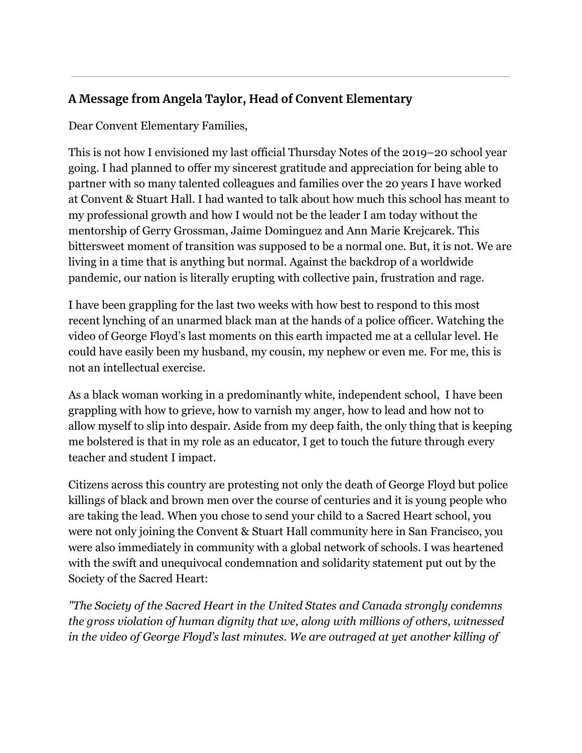## A Message from Angela Taylor, Head of Convent Elementary

Dear Convent Elementary Families,

This is not how I envisioned my last official Thursday Notes of the 2019–20 school year going. I had planned to offer my sincerest gratitude and appreciation for being able to partner with so many talented colleagues and families over the 20 years I have worked at Convent & Stuart Hall. I had wanted to talk about how much this school has meant to my professional growth and how I would not be the leader I am today without the mentorship of Gerry Grossman, Jaime Dominguez and Ann Marie Krejcarek. This bittersweet moment of transition was supposed to be a normal one. But, it is not. We are living in a time that is anything but normal. Against the backdrop of a worldwide pandemic, our nation is literally erupting with collective pain, frustration and rage.

I have been grappling for the last two weeks with how best to respond to this most recent lynching of an unarmed black man at the hands of a police officer. Watching the video of George Floyd's last moments on this earth impacted me at a cellular level. He could have easily been my husband, my cousin, my nephew or even me. For me, this is not an intellectual exercise.

As a black woman working in a predominantly white, independent school, I have been grappling with how to grieve, how to varnish my anger, how to lead and how not to allow myself to slip into despair. Aside from my deep faith, the only thing that is keeping me bolstered is that in my role as an educator, I get to touch the future through every teacher and student I impact.

Citizens across this country are protesting not only the death of George Floyd but police killings of black and brown men over the course of centuries and it is young people who are taking the lead. When you chose to send your child to a Sacred Heart school, you were not only joining the Convent & Stuart Hall community here in San Francisco, you were also immediately in community with a global network of schools. I was heartened with the swift and unequivocal condemnation and solidarity statement put out by the Society of the Sacred Heart:

*"The Society of the Sacred Heart in the United States and Canada strongly condemns the gross violation of human dignity that we, along with millions of others, witnessed in the video of George Floyd's last minutes. We are outraged at yet another killing of*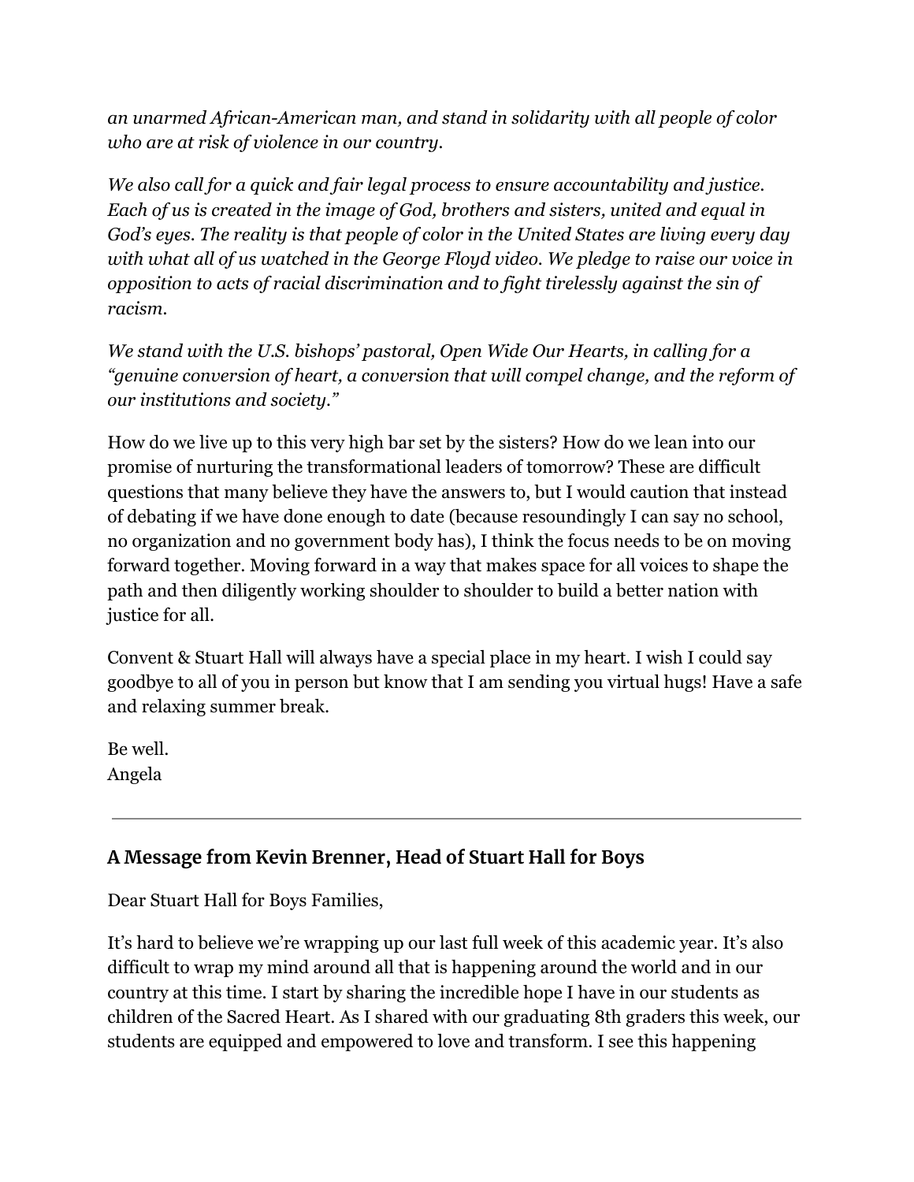*an unarmed African-American man, and stand in solidarity with all people of color who are at risk of violence in our country.*

*We also call for a quick and fair legal process to ensure accountability and justice. Each of us is created in the image of God, brothers and sisters, united and equal in God's eyes. The reality is that people of color in the United States are living every day with what all of us watched in the George Floyd video. We pledge to raise our voice in opposition to acts of racial discrimination and to fight tirelessly against the sin of racism.*

*We stand with the U.S. bishops' pastoral, Open Wide Our Hearts, in calling for a "genuine conversion of heart, a conversion that will compel change, and the reform of our institutions and society."*

How do we live up to this very high bar set by the sisters? How do we lean into our promise of nurturing the transformational leaders of tomorrow? These are difficult questions that many believe they have the answers to, but I would caution that instead of debating if we have done enough to date (because resoundingly I can say no school, no organization and no government body has), I think the focus needs to be on moving forward together. Moving forward in a way that makes space for all voices to shape the path and then diligently working shoulder to shoulder to build a better nation with justice for all.

Convent & Stuart Hall will always have a special place in my heart. I wish I could say goodbye to all of you in person but know that I am sending you virtual hugs! Have a safe and relaxing summer break.

Be well.
Angela

---

## A Message from Kevin Brenner, Head of Stuart Hall for Boys

Dear Stuart Hall for Boys Families,

It's hard to believe we're wrapping up our last full week of this academic year. It's also difficult to wrap my mind around all that is happening around the world and in our country at this time. I start by sharing the incredible hope I have in our students as children of the Sacred Heart. As I shared with our graduating 8th graders this week, our students are equipped and empowered to love and transform. I see this happening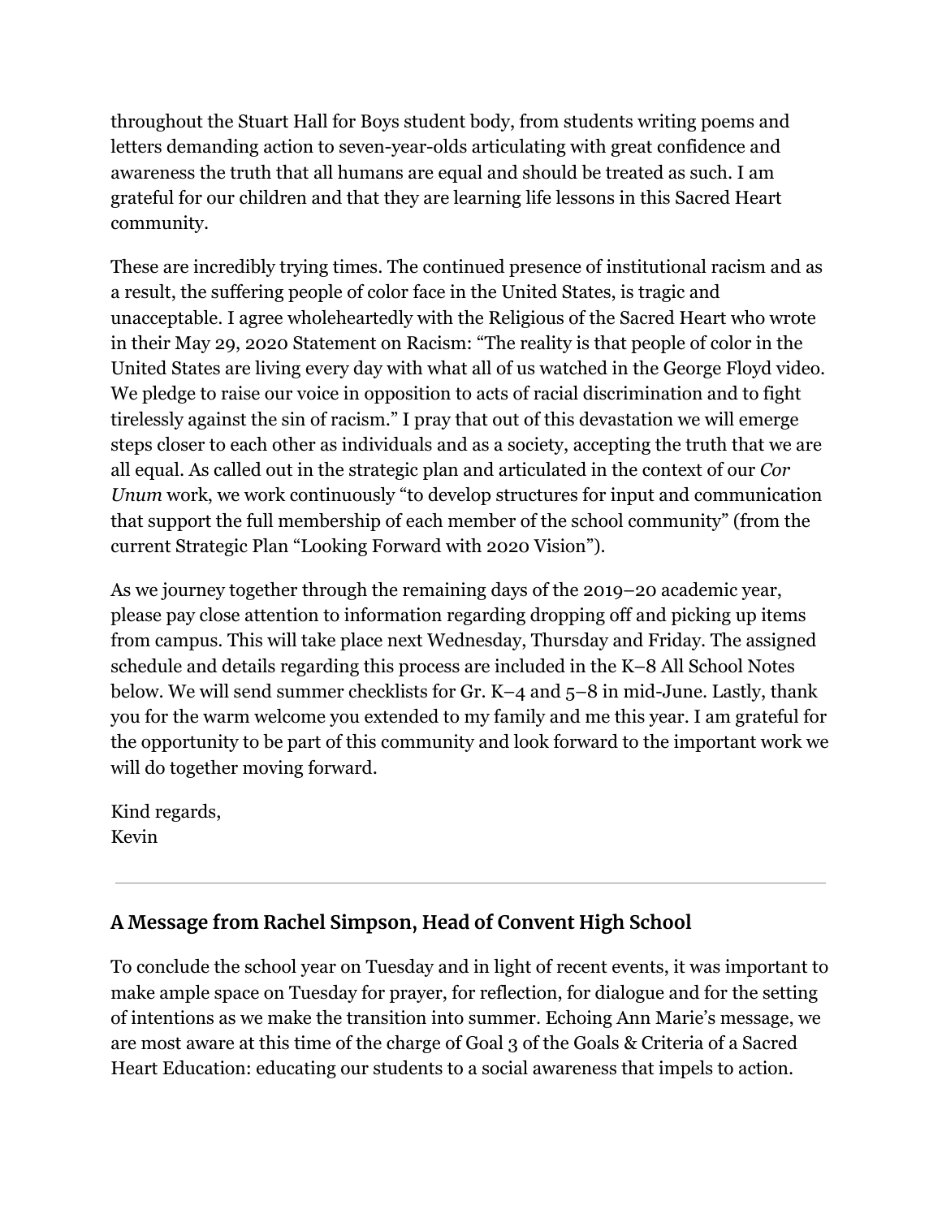throughout the Stuart Hall for Boys student body, from students writing poems and letters demanding action to seven-year-olds articulating with great confidence and awareness the truth that all humans are equal and should be treated as such. I am grateful for our children and that they are learning life lessons in this Sacred Heart community.

These are incredibly trying times. The continued presence of institutional racism and as a result, the suffering people of color face in the United States, is tragic and unacceptable. I agree wholeheartedly with the Religious of the Sacred Heart who wrote in their May 29, 2020 Statement on Racism: "The reality is that people of color in the United States are living every day with what all of us watched in the George Floyd video. We pledge to raise our voice in opposition to acts of racial discrimination and to fight tirelessly against the sin of racism." I pray that out of this devastation we will emerge steps closer to each other as individuals and as a society, accepting the truth that we are all equal. As called out in the strategic plan and articulated in the context of our *Cor Unum* work, we work continuously "to develop structures for input and communication that support the full membership of each member of the school community" (from the current Strategic Plan "Looking Forward with 2020 Vision").

As we journey together through the remaining days of the 2019–20 academic year, please pay close attention to information regarding dropping off and picking up items from campus. This will take place next Wednesday, Thursday and Friday. The assigned schedule and details regarding this process are included in the K–8 All School Notes below. We will send summer checklists for Gr. K–4 and 5–8 in mid-June. Lastly, thank you for the warm welcome you extended to my family and me this year. I am grateful for the opportunity to be part of this community and look forward to the important work we will do together moving forward.

Kind regards,
Kevin

---

## A Message from Rachel Simpson, Head of Convent High School

To conclude the school year on Tuesday and in light of recent events, it was important to make ample space on Tuesday for prayer, for reflection, for dialogue and for the setting of intentions as we make the transition into summer. Echoing Ann Marie's message, we are most aware at this time of the charge of Goal 3 of the Goals & Criteria of a Sacred Heart Education: educating our students to a social awareness that impels to action.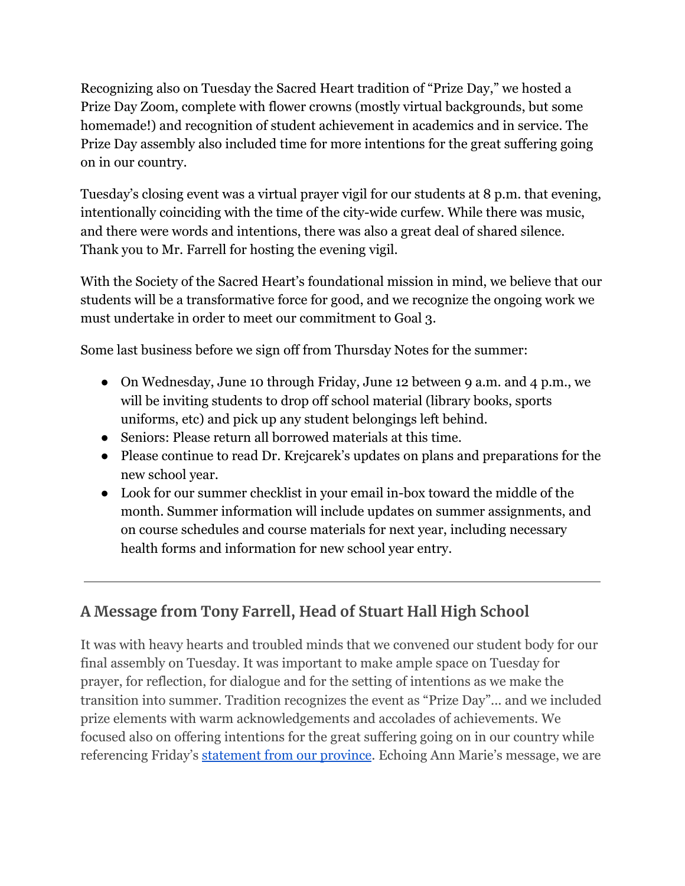Recognizing also on Tuesday the Sacred Heart tradition of "Prize Day," we hosted a Prize Day Zoom, complete with flower crowns (mostly virtual backgrounds, but some homemade!) and recognition of student achievement in academics and in service. The Prize Day assembly also included time for more intentions for the great suffering going on in our country.

Tuesday's closing event was a virtual prayer vigil for our students at 8 p.m. that evening, intentionally coinciding with the time of the city-wide curfew. While there was music, and there were words and intentions, there was also a great deal of shared silence. Thank you to Mr. Farrell for hosting the evening vigil.

With the Society of the Sacred Heart's foundational mission in mind, we believe that our students will be a transformative force for good, and we recognize the ongoing work we must undertake in order to meet our commitment to Goal 3.

Some last business before we sign off from Thursday Notes for the summer:

- On Wednesday, June 10 through Friday, June 12 between 9 a.m. and 4 p.m., we will be inviting students to drop off school material (library books, sports uniforms, etc) and pick up any student belongings left behind.
- Seniors: Please return all borrowed materials at this time.
- Please continue to read Dr. Krejcarek's updates on plans and preparations for the new school year.
- Look for our summer checklist in your email in-box toward the middle of the month. Summer information will include updates on summer assignments, and on course schedules and course materials for next year, including necessary health forms and information for new school year entry.

---

## A Message from Tony Farrell, Head of Stuart Hall High School

It was with heavy hearts and troubled minds that we convened our student body for our final assembly on Tuesday. It was important to make ample space on Tuesday for prayer, for reflection, for dialogue and for the setting of intentions as we make the transition into summer. Tradition recognizes the event as "Prize Day"... and we included prize elements with warm acknowledgements and accolades of achievements. We focused also on offering intentions for the great suffering going on in our country while referencing Friday's statement from our province. Echoing Ann Marie's message, we are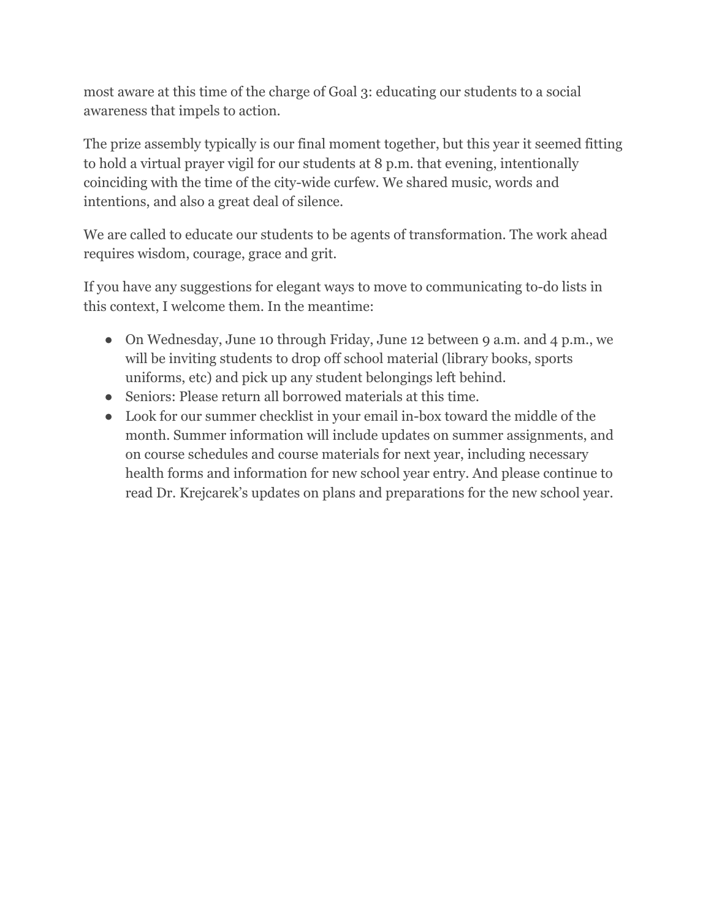most aware at this time of the charge of Goal 3: educating our students to a social awareness that impels to action.

The prize assembly typically is our final moment together, but this year it seemed fitting to hold a virtual prayer vigil for our students at 8 p.m. that evening, intentionally coinciding with the time of the city-wide curfew. We shared music, words and intentions, and also a great deal of silence.

We are called to educate our students to be agents of transformation. The work ahead requires wisdom, courage, grace and grit.

If you have any suggestions for elegant ways to move to communicating to-do lists in this context, I welcome them. In the meantime:

- On Wednesday, June 10 through Friday, June 12 between 9 a.m. and 4 p.m., we will be inviting students to drop off school material (library books, sports uniforms, etc) and pick up any student belongings left behind.
- Seniors: Please return all borrowed materials at this time.
- Look for our summer checklist in your email in-box toward the middle of the month. Summer information will include updates on summer assignments, and on course schedules and course materials for next year, including necessary health forms and information for new school year entry. And please continue to read Dr. Krejcarek's updates on plans and preparations for the new school year.